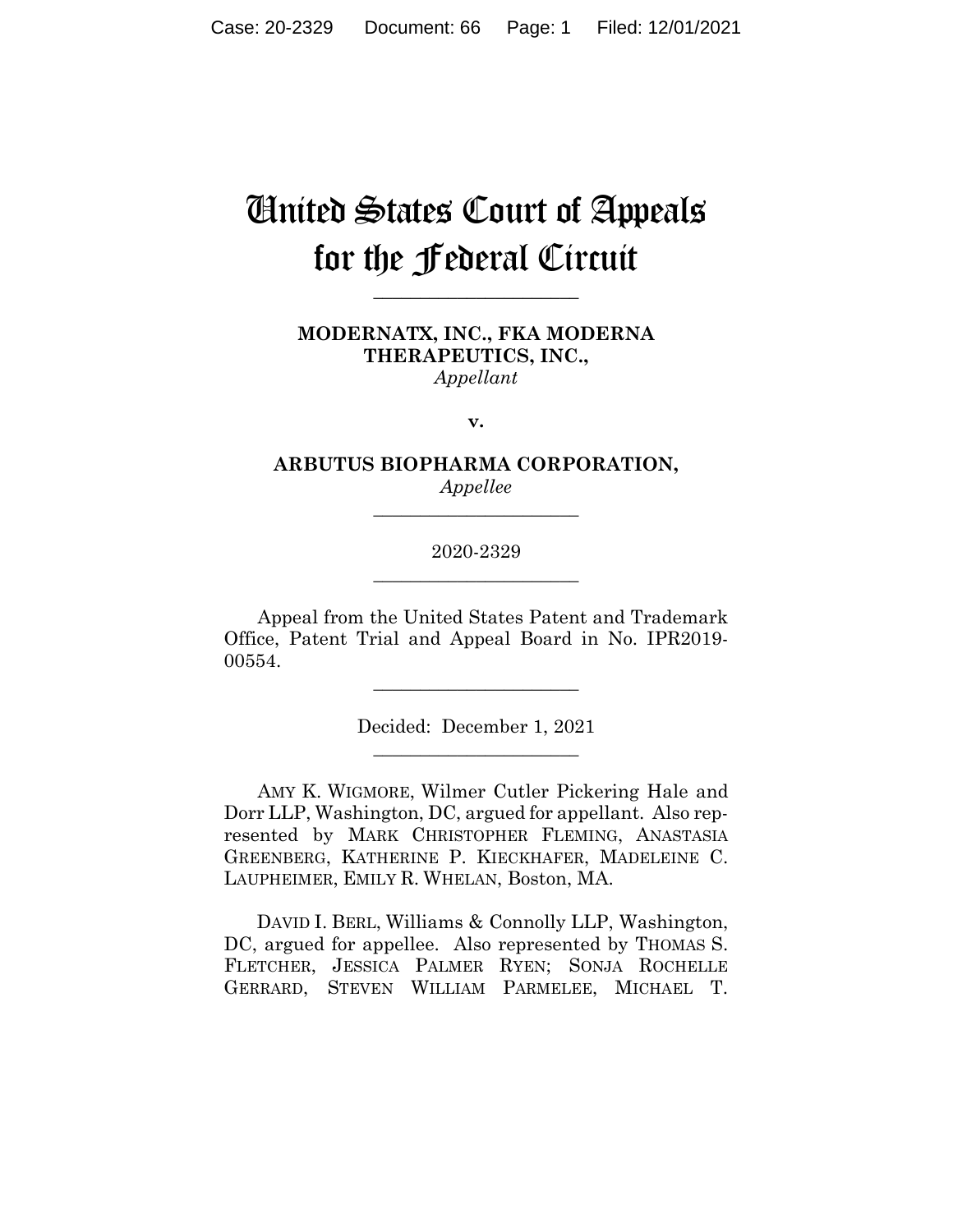# United States Court of Appeals for the Federal Circuit

______________________

**MODERNATX, INC., FKA MODERNA THERAPEUTICS, INC.,**
*Appellant*

**v.**

**ARBUTUS BIOPHARMA CORPORATION,**
*Appellee*

______________________

2020-2329

______________________

Appeal from the United States Patent and Trademark Office, Patent Trial and Appeal Board in No. IPR2019-00554.

______________________

Decided: December 1, 2021

______________________

AMY K. WIGMORE, Wilmer Cutler Pickering Hale and Dorr LLP, Washington, DC, argued for appellant. Also represented by MARK CHRISTOPHER FLEMING, ANASTASIA GREENBERG, KATHERINE P. KIECKHAFER, MADELEINE C. LAUPHEIMER, EMILY R. WHELAN, Boston, MA.

DAVID I. BERL, Williams & Connolly LLP, Washington, DC, argued for appellee. Also represented by THOMAS S. FLETCHER, JESSICA PALMER RYEN; SONJA ROCHELLE GERRARD, STEVEN WILLIAM PARMELEE, MICHAEL T.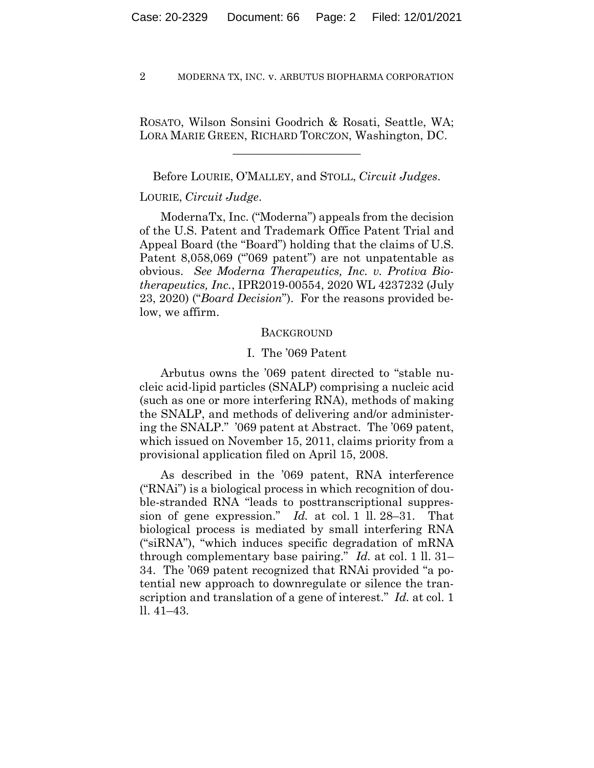ROSATO, Wilson Sonsini Goodrich & Rosati, Seattle, WA; LORA MARIE GREEN, RICHARD TORCZON, Washington, DC.

---

Before LOURIE, O'MALLEY, and STOLL, *Circuit Judges*.

LOURIE, *Circuit Judge*.

ModernaTx, Inc. ("Moderna") appeals from the decision of the U.S. Patent and Trademark Office Patent Trial and Appeal Board (the "Board") holding that the claims of U.S. Patent 8,058,069 ("'069 patent") are not unpatentable as obvious. *See Moderna Therapeutics, Inc. v. Protiva Biotherapeutics, Inc.*, IPR2019-00554, 2020 WL 4237232 (July 23, 2020) ("*Board Decision*"). For the reasons provided below, we affirm.

## BACKGROUND

### I. The '069 Patent

Arbutus owns the '069 patent directed to "stable nucleic acid-lipid particles (SNALP) comprising a nucleic acid (such as one or more interfering RNA), methods of making the SNALP, and methods of delivering and/or administering the SNALP." '069 patent at Abstract. The '069 patent, which issued on November 15, 2011, claims priority from a provisional application filed on April 15, 2008.

As described in the '069 patent, RNA interference ("RNAi") is a biological process in which recognition of double-stranded RNA "leads to posttranscriptional suppression of gene expression." *Id.* at col. 1 ll. 28–31. That biological process is mediated by small interfering RNA ("siRNA"), "which induces specific degradation of mRNA through complementary base pairing." *Id.* at col. 1 ll. 31–34. The '069 patent recognized that RNAi provided "a potential new approach to downregulate or silence the transcription and translation of a gene of interest." *Id.* at col. 1 ll. 41–43.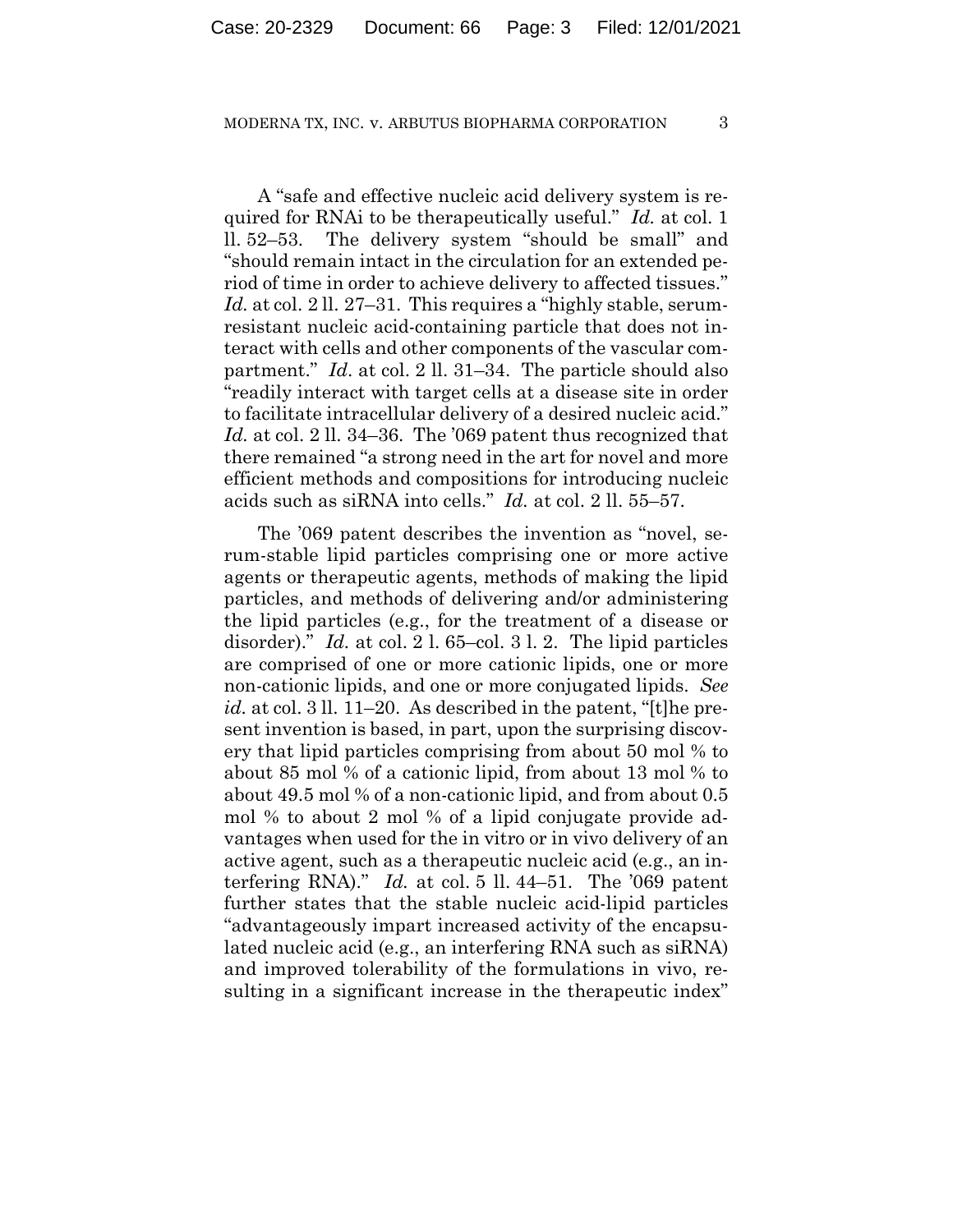A "safe and effective nucleic acid delivery system is required for RNAi to be therapeutically useful." *Id.* at col. 1 ll. 52–53. The delivery system "should be small" and "should remain intact in the circulation for an extended period of time in order to achieve delivery to affected tissues." *Id.* at col. 2 ll. 27–31. This requires a "highly stable, serum-resistant nucleic acid-containing particle that does not interact with cells and other components of the vascular compartment." *Id.* at col. 2 ll. 31–34. The particle should also "readily interact with target cells at a disease site in order to facilitate intracellular delivery of a desired nucleic acid." *Id.* at col. 2 ll. 34–36. The '069 patent thus recognized that there remained "a strong need in the art for novel and more efficient methods and compositions for introducing nucleic acids such as siRNA into cells." *Id.* at col. 2 ll. 55–57.

The '069 patent describes the invention as "novel, serum-stable lipid particles comprising one or more active agents or therapeutic agents, methods of making the lipid particles, and methods of delivering and/or administering the lipid particles (e.g., for the treatment of a disease or disorder)." *Id.* at col. 2 l. 65–col. 3 l. 2. The lipid particles are comprised of one or more cationic lipids, one or more non-cationic lipids, and one or more conjugated lipids. *See id.* at col. 3 ll. 11–20. As described in the patent, "[t]he present invention is based, in part, upon the surprising discovery that lipid particles comprising from about 50 mol % to about 85 mol % of a cationic lipid, from about 13 mol % to about 49.5 mol % of a non-cationic lipid, and from about 0.5 mol % to about 2 mol % of a lipid conjugate provide advantages when used for the in vitro or in vivo delivery of an active agent, such as a therapeutic nucleic acid (e.g., an interfering RNA)." *Id.* at col. 5 ll. 44–51. The '069 patent further states that the stable nucleic acid-lipid particles "advantageously impart increased activity of the encapsulated nucleic acid (e.g., an interfering RNA such as siRNA) and improved tolerability of the formulations in vivo, resulting in a significant increase in the therapeutic index"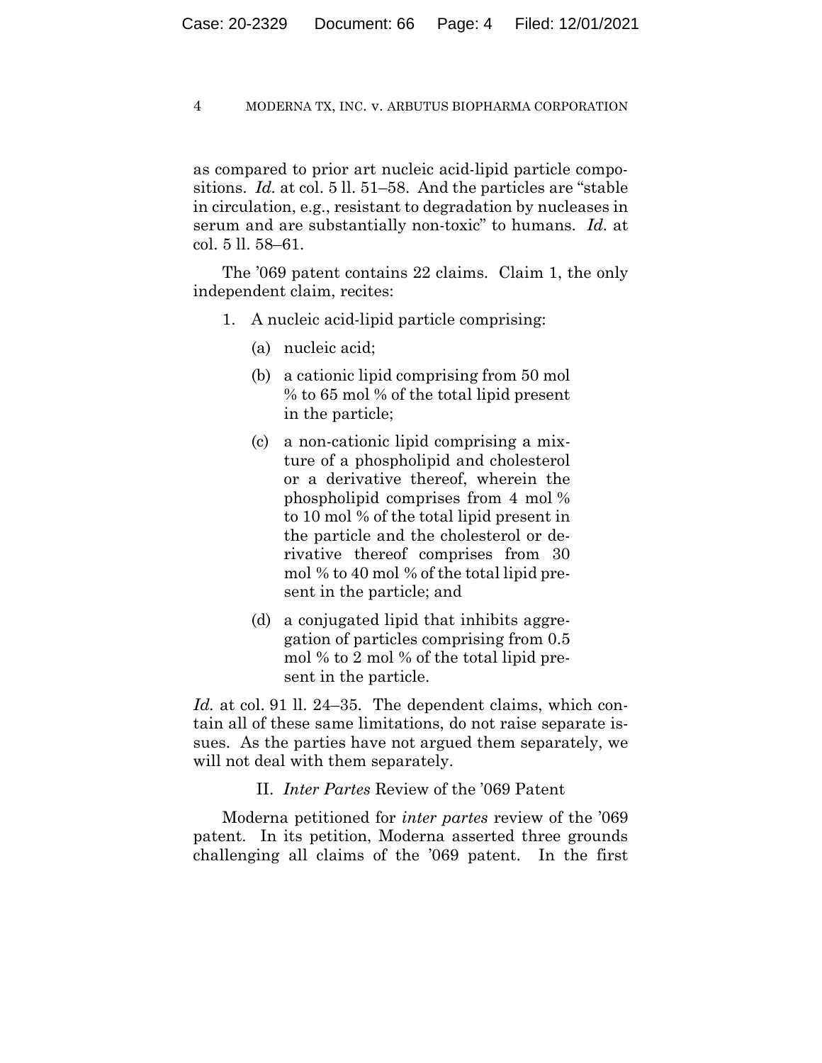as compared to prior art nucleic acid-lipid particle compositions. *Id.* at col. 5 ll. 51–58. And the particles are "stable in circulation, e.g., resistant to degradation by nucleases in serum and are substantially non-toxic" to humans. *Id.* at col. 5 ll. 58–61.

The '069 patent contains 22 claims. Claim 1, the only independent claim, recites:

> 1. A nucleic acid-lipid particle comprising:
>
>     (a) nucleic acid;
>
>     (b) a cationic lipid comprising from 50 mol % to 65 mol % of the total lipid present in the particle;
>
>     (c) a non-cationic lipid comprising a mixture of a phospholipid and cholesterol or a derivative thereof, wherein the phospholipid comprises from 4 mol % to 10 mol % of the total lipid present in the particle and the cholesterol or derivative thereof comprises from 30 mol % to 40 mol % of the total lipid present in the particle; and
>
>     (d) a conjugated lipid that inhibits aggregation of particles comprising from 0.5 mol % to 2 mol % of the total lipid present in the particle.

*Id.* at col. 91 ll. 24–35. The dependent claims, which contain all of these same limitations, do not raise separate issues. As the parties have not argued them separately, we will not deal with them separately.

## II. *Inter Partes* Review of the '069 Patent

Moderna petitioned for *inter partes* review of the '069 patent. In its petition, Moderna asserted three grounds challenging all claims of the '069 patent. In the first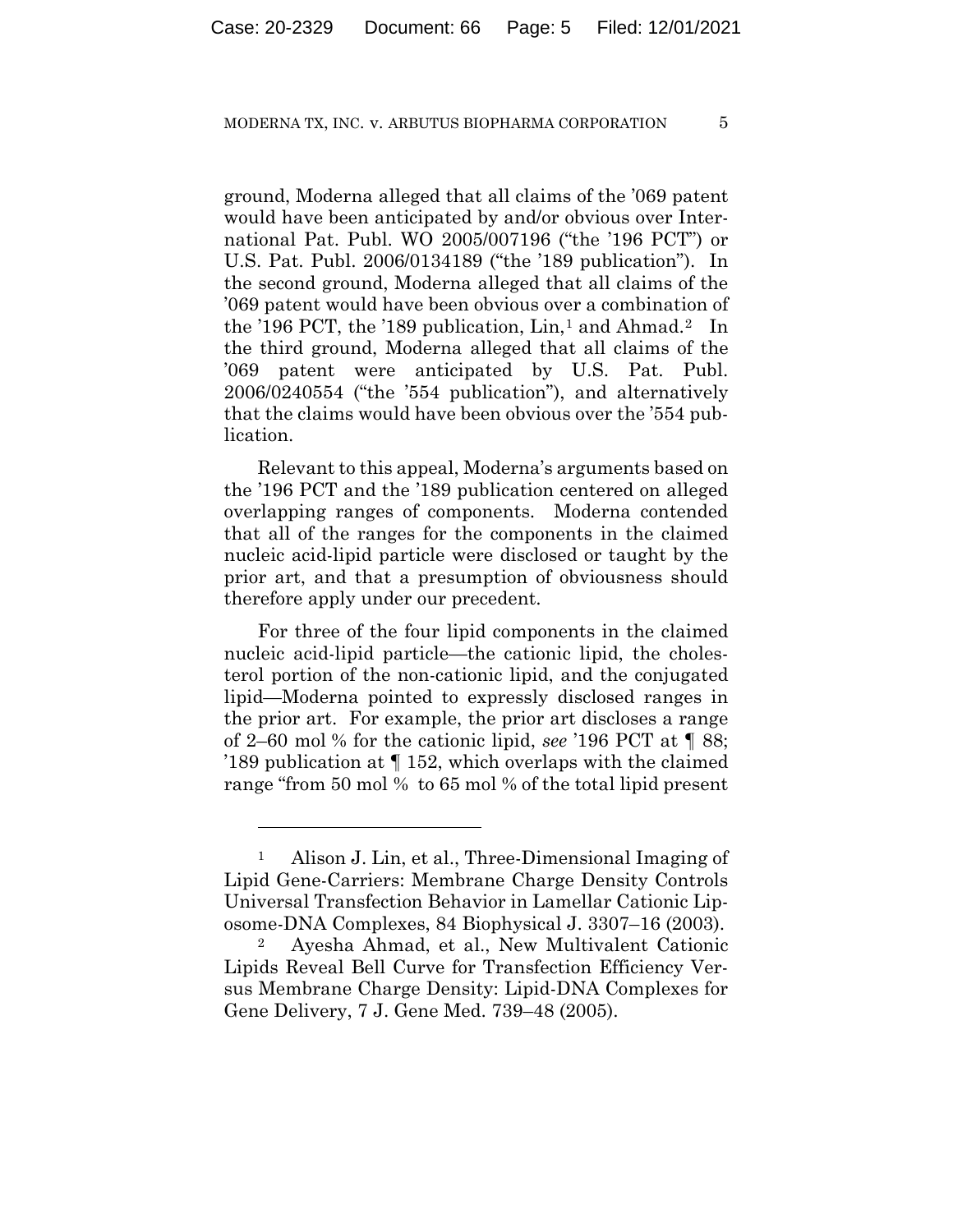ground, Moderna alleged that all claims of the '069 patent would have been anticipated by and/or obvious over International Pat. Publ. WO 2005/007196 ("the '196 PCT") or U.S. Pat. Publ. 2006/0134189 ("the '189 publication"). In the second ground, Moderna alleged that all claims of the '069 patent would have been obvious over a combination of the '196 PCT, the '189 publication, Lin,[1] and Ahmad.[2] In the third ground, Moderna alleged that all claims of the '069 patent were anticipated by U.S. Pat. Publ. 2006/0240554 ("the '554 publication"), and alternatively that the claims would have been obvious over the '554 publication.

Relevant to this appeal, Moderna's arguments based on the '196 PCT and the '189 publication centered on alleged overlapping ranges of components. Moderna contended that all of the ranges for the components in the claimed nucleic acid-lipid particle were disclosed or taught by the prior art, and that a presumption of obviousness should therefore apply under our precedent.

For three of the four lipid components in the claimed nucleic acid-lipid particle—the cationic lipid, the cholesterol portion of the non-cationic lipid, and the conjugated lipid—Moderna pointed to expressly disclosed ranges in the prior art. For example, the prior art discloses a range of 2–60 mol % for the cationic lipid, *see* '196 PCT at ¶ 88; '189 publication at ¶ 152, which overlaps with the claimed range "from 50 mol % to 65 mol % of the total lipid present

---

[1] Alison J. Lin, et al., Three-Dimensional Imaging of Lipid Gene-Carriers: Membrane Charge Density Controls Universal Transfection Behavior in Lamellar Cationic Liposome-DNA Complexes, 84 Biophysical J. 3307–16 (2003).

[2] Ayesha Ahmad, et al., New Multivalent Cationic Lipids Reveal Bell Curve for Transfection Efficiency Versus Membrane Charge Density: Lipid-DNA Complexes for Gene Delivery, 7 J. Gene Med. 739–48 (2005).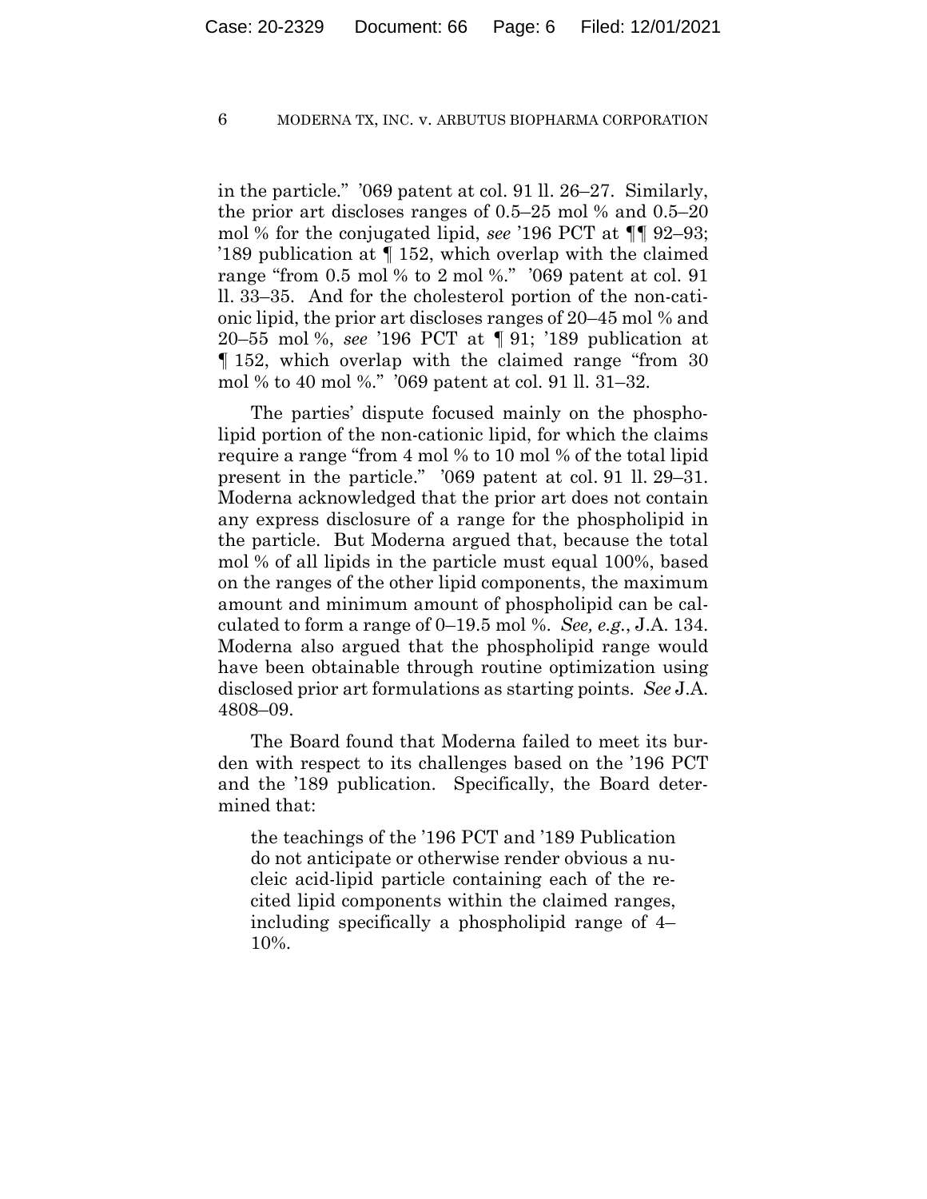in the particle." '069 patent at col. 91 ll. 26–27. Similarly, the prior art discloses ranges of 0.5–25 mol % and 0.5–20 mol % for the conjugated lipid, *see* '196 PCT at ¶¶ 92–93; '189 publication at ¶ 152, which overlap with the claimed range "from 0.5 mol % to 2 mol %." '069 patent at col. 91 ll. 33–35. And for the cholesterol portion of the non-cationic lipid, the prior art discloses ranges of 20–45 mol % and 20–55 mol %, *see* '196 PCT at ¶ 91; '189 publication at ¶ 152, which overlap with the claimed range "from 30 mol % to 40 mol %." '069 patent at col. 91 ll. 31–32.

The parties' dispute focused mainly on the phospholipid portion of the non-cationic lipid, for which the claims require a range "from 4 mol % to 10 mol % of the total lipid present in the particle." '069 patent at col. 91 ll. 29–31. Moderna acknowledged that the prior art does not contain any express disclosure of a range for the phospholipid in the particle. But Moderna argued that, because the total mol % of all lipids in the particle must equal 100%, based on the ranges of the other lipid components, the maximum amount and minimum amount of phospholipid can be calculated to form a range of 0–19.5 mol %. *See, e.g.*, J.A. 134. Moderna also argued that the phospholipid range would have been obtainable through routine optimization using disclosed prior art formulations as starting points. *See* J.A. 4808–09.

The Board found that Moderna failed to meet its burden with respect to its challenges based on the '196 PCT and the '189 publication. Specifically, the Board determined that:

> the teachings of the '196 PCT and '189 Publication do not anticipate or otherwise render obvious a nucleic acid-lipid particle containing each of the recited lipid components within the claimed ranges, including specifically a phospholipid range of 4–10%.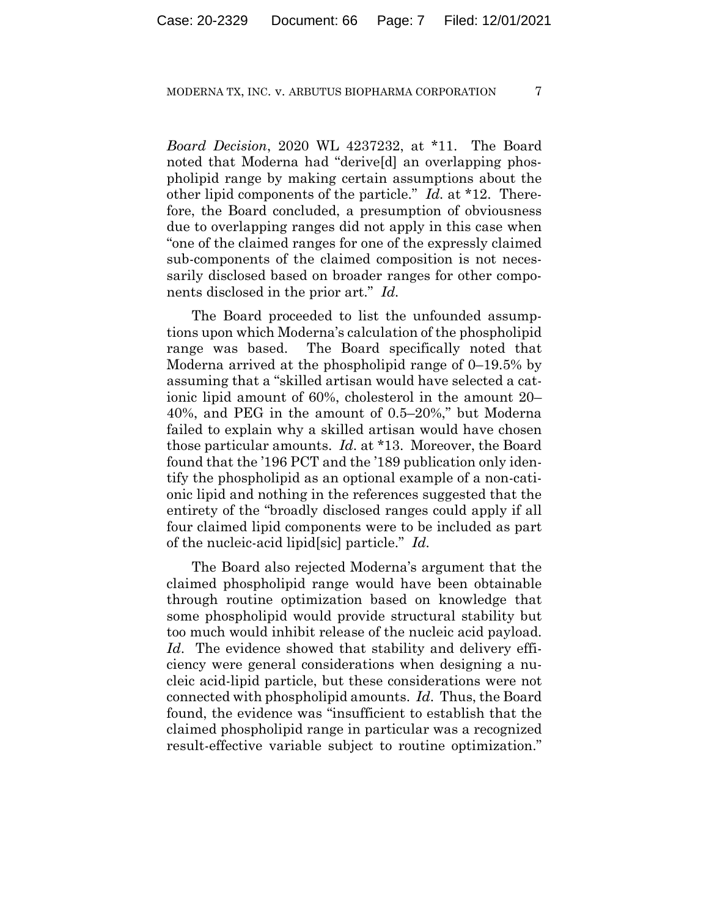*Board Decision*, 2020 WL 4237232, at \*11. The Board noted that Moderna had "derive[d] an overlapping phospholipid range by making certain assumptions about the other lipid components of the particle." *Id.* at \*12. Therefore, the Board concluded, a presumption of obviousness due to overlapping ranges did not apply in this case when "one of the claimed ranges for one of the expressly claimed sub-components of the claimed composition is not necessarily disclosed based on broader ranges for other components disclosed in the prior art." *Id.*

The Board proceeded to list the unfounded assumptions upon which Moderna's calculation of the phospholipid range was based. The Board specifically noted that Moderna arrived at the phospholipid range of 0–19.5% by assuming that a "skilled artisan would have selected a cationic lipid amount of 60%, cholesterol in the amount 20–40%, and PEG in the amount of 0.5–20%," but Moderna failed to explain why a skilled artisan would have chosen those particular amounts. *Id.* at \*13. Moreover, the Board found that the '196 PCT and the '189 publication only identify the phospholipid as an optional example of a non-cationic lipid and nothing in the references suggested that the entirety of the "broadly disclosed ranges could apply if all four claimed lipid components were to be included as part of the nucleic-acid lipid[sic] particle." *Id.*

The Board also rejected Moderna's argument that the claimed phospholipid range would have been obtainable through routine optimization based on knowledge that some phospholipid would provide structural stability but too much would inhibit release of the nucleic acid payload. *Id.* The evidence showed that stability and delivery efficiency were general considerations when designing a nucleic acid-lipid particle, but these considerations were not connected with phospholipid amounts. *Id.* Thus, the Board found, the evidence was "insufficient to establish that the claimed phospholipid range in particular was a recognized result-effective variable subject to routine optimization."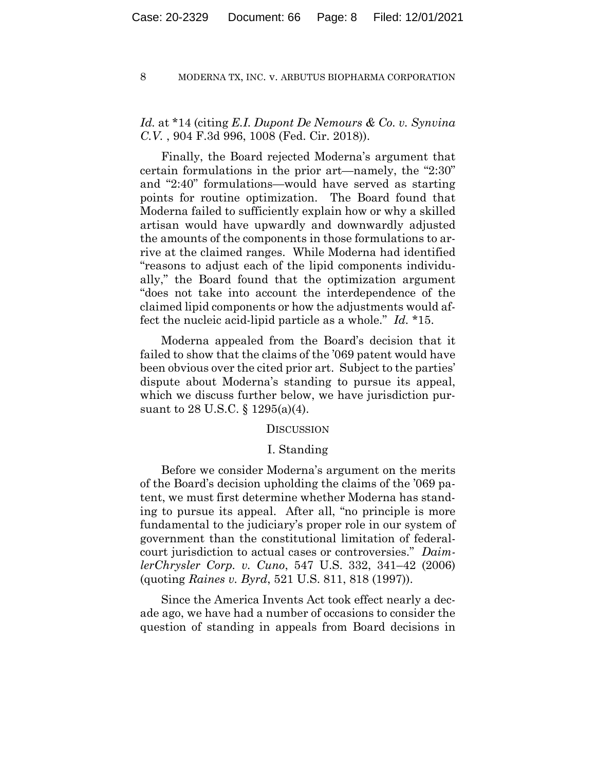*Id.* at *14 (citing *E.I. Dupont De Nemours & Co. v. Synvina C.V.* , 904 F.3d 996, 1008 (Fed. Cir. 2018)).

Finally, the Board rejected Moderna's argument that certain formulations in the prior art—namely, the "2:30" and "2:40" formulations—would have served as starting points for routine optimization. The Board found that Moderna failed to sufficiently explain how or why a skilled artisan would have upwardly and downwardly adjusted the amounts of the components in those formulations to arrive at the claimed ranges. While Moderna had identified "reasons to adjust each of the lipid components individually," the Board found that the optimization argument "does not take into account the interdependence of the claimed lipid components or how the adjustments would affect the nucleic acid-lipid particle as a whole." *Id.* *15.

Moderna appealed from the Board's decision that it failed to show that the claims of the '069 patent would have been obvious over the cited prior art. Subject to the parties' dispute about Moderna's standing to pursue its appeal, which we discuss further below, we have jurisdiction pursuant to 28 U.S.C. § 1295(a)(4).

## DISCUSSION

### I. Standing

Before we consider Moderna's argument on the merits of the Board's decision upholding the claims of the '069 patent, we must first determine whether Moderna has standing to pursue its appeal. After all, "no principle is more fundamental to the judiciary's proper role in our system of government than the constitutional limitation of federal-court jurisdiction to actual cases or controversies." *DaimlerChrysler Corp. v. Cuno*, 547 U.S. 332, 341–42 (2006) (quoting *Raines v. Byrd*, 521 U.S. 811, 818 (1997)).

Since the America Invents Act took effect nearly a decade ago, we have had a number of occasions to consider the question of standing in appeals from Board decisions in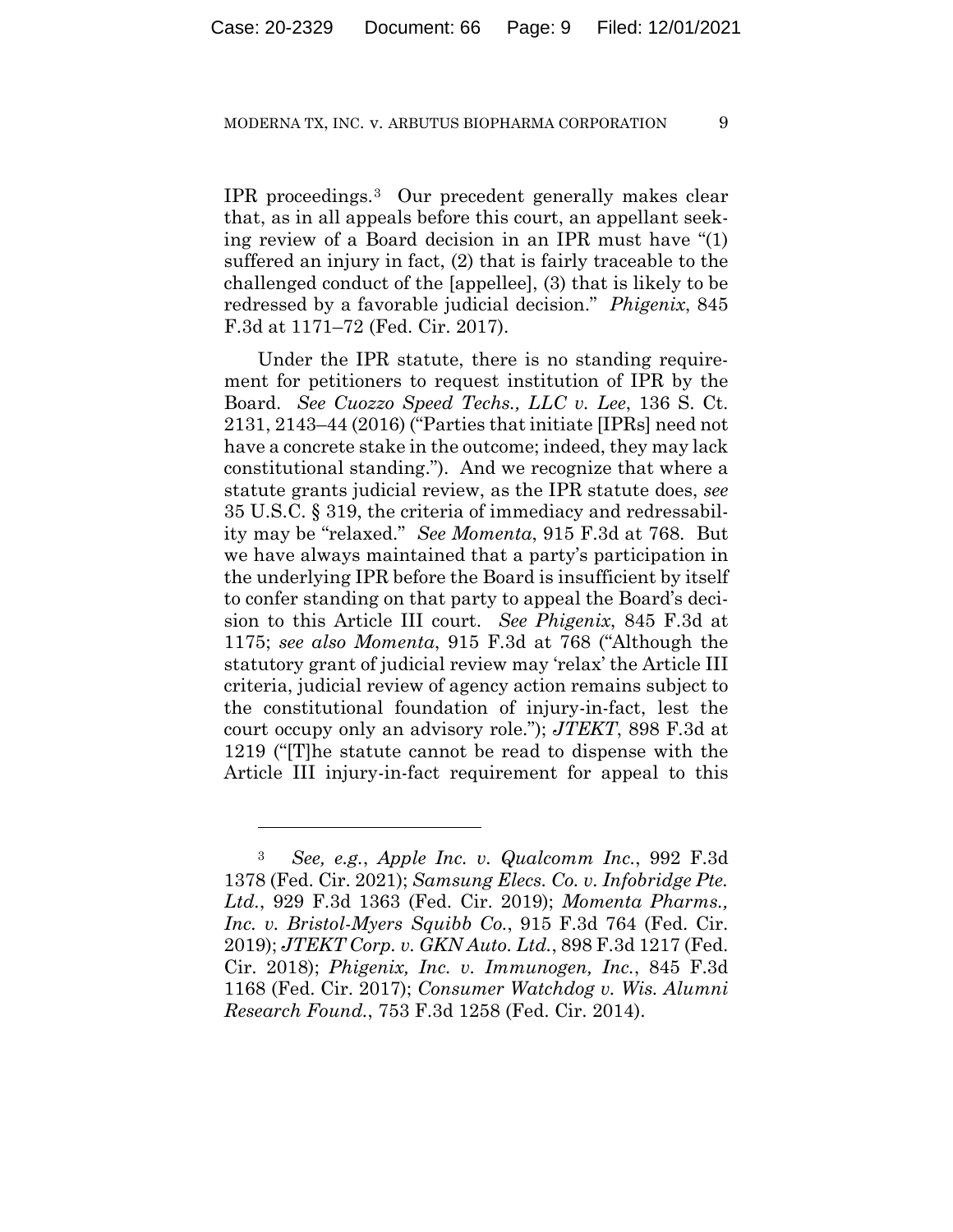IPR proceedings.[3] Our precedent generally makes clear that, as in all appeals before this court, an appellant seeking review of a Board decision in an IPR must have "(1) suffered an injury in fact, (2) that is fairly traceable to the challenged conduct of the [appellee], (3) that is likely to be redressed by a favorable judicial decision." *Phigenix*, 845 F.3d at 1171–72 (Fed. Cir. 2017).

Under the IPR statute, there is no standing requirement for petitioners to request institution of IPR by the Board. *See Cuozzo Speed Techs., LLC v. Lee*, 136 S. Ct. 2131, 2143–44 (2016) ("Parties that initiate [IPRs] need not have a concrete stake in the outcome; indeed, they may lack constitutional standing."). And we recognize that where a statute grants judicial review, as the IPR statute does, *see* 35 U.S.C. § 319, the criteria of immediacy and redressability may be "relaxed." *See Momenta*, 915 F.3d at 768. But we have always maintained that a party's participation in the underlying IPR before the Board is insufficient by itself to confer standing on that party to appeal the Board's decision to this Article III court. *See Phigenix*, 845 F.3d at 1175; *see also Momenta*, 915 F.3d at 768 ("Although the statutory grant of judicial review may 'relax' the Article III criteria, judicial review of agency action remains subject to the constitutional foundation of injury-in-fact, lest the court occupy only an advisory role."); *JTEKT*, 898 F.3d at 1219 ("[T]he statute cannot be read to dispense with the Article III injury-in-fact requirement for appeal to this

---

[3] *See, e.g.*, *Apple Inc. v. Qualcomm Inc.*, 992 F.3d 1378 (Fed. Cir. 2021); *Samsung Elecs. Co. v. Infobridge Pte. Ltd.*, 929 F.3d 1363 (Fed. Cir. 2019); *Momenta Pharms., Inc. v. Bristol-Myers Squibb Co.*, 915 F.3d 764 (Fed. Cir. 2019); *JTEKT Corp. v. GKN Auto. Ltd.*, 898 F.3d 1217 (Fed. Cir. 2018); *Phigenix, Inc. v. Immunogen, Inc.*, 845 F.3d 1168 (Fed. Cir. 2017); *Consumer Watchdog v. Wis. Alumni Research Found.*, 753 F.3d 1258 (Fed. Cir. 2014).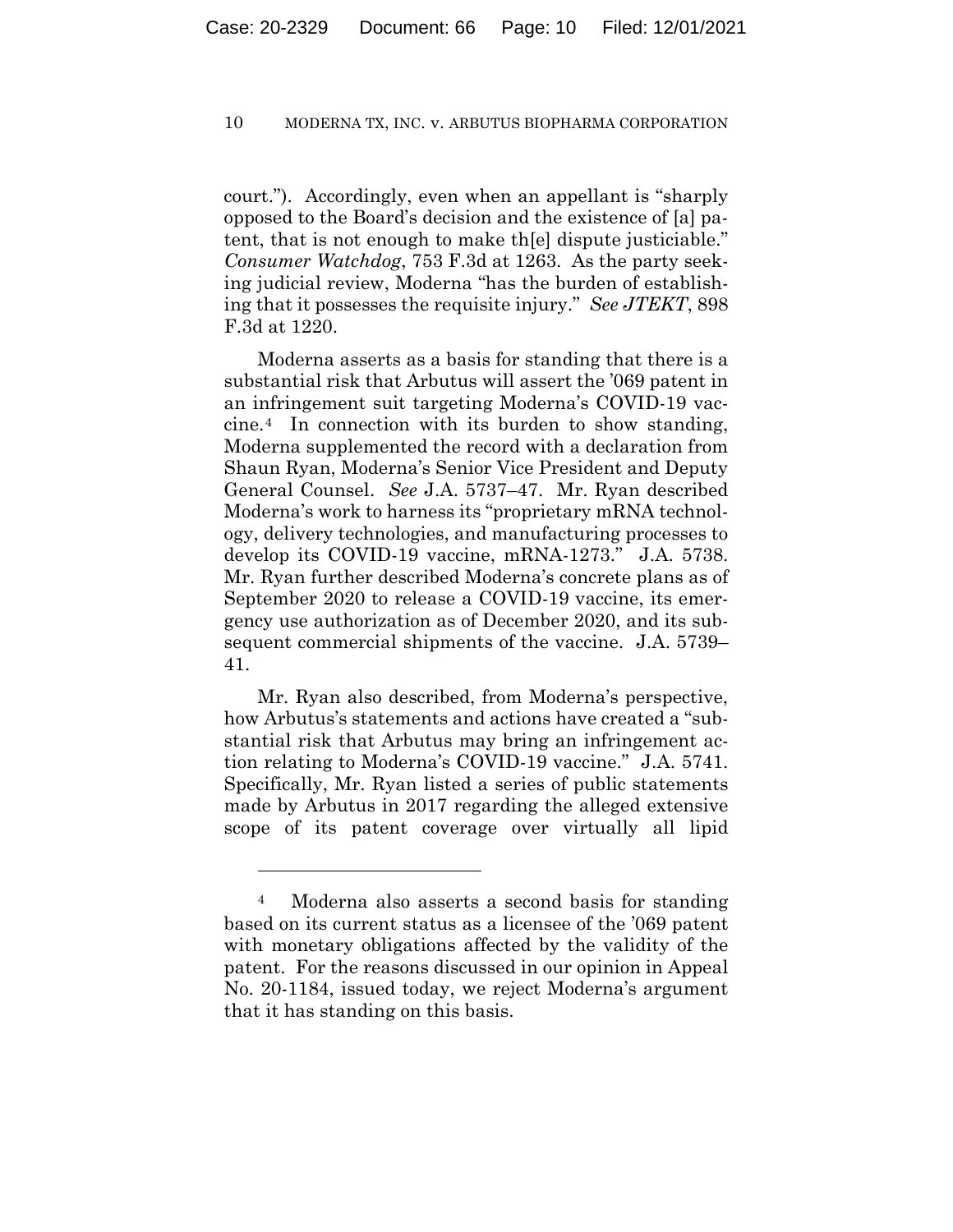court."). Accordingly, even when an appellant is "sharply opposed to the Board's decision and the existence of [a] patent, that is not enough to make th[e] dispute justiciable." *Consumer Watchdog*, 753 F.3d at 1263. As the party seeking judicial review, Moderna "has the burden of establishing that it possesses the requisite injury." *See JTEKT*, 898 F.3d at 1220.

Moderna asserts as a basis for standing that there is a substantial risk that Arbutus will assert the '069 patent in an infringement suit targeting Moderna's COVID-19 vaccine.[4] In connection with its burden to show standing, Moderna supplemented the record with a declaration from Shaun Ryan, Moderna's Senior Vice President and Deputy General Counsel. *See* J.A. 5737–47. Mr. Ryan described Moderna's work to harness its "proprietary mRNA technology, delivery technologies, and manufacturing processes to develop its COVID-19 vaccine, mRNA-1273." J.A. 5738. Mr. Ryan further described Moderna's concrete plans as of September 2020 to release a COVID-19 vaccine, its emergency use authorization as of December 2020, and its subsequent commercial shipments of the vaccine. J.A. 5739–41.

Mr. Ryan also described, from Moderna's perspective, how Arbutus's statements and actions have created a "substantial risk that Arbutus may bring an infringement action relating to Moderna's COVID-19 vaccine." J.A. 5741. Specifically, Mr. Ryan listed a series of public statements made by Arbutus in 2017 regarding the alleged extensive scope of its patent coverage over virtually all lipid

---

[4] Moderna also asserts a second basis for standing based on its current status as a licensee of the '069 patent with monetary obligations affected by the validity of the patent. For the reasons discussed in our opinion in Appeal No. 20-1184, issued today, we reject Moderna's argument that it has standing on this basis.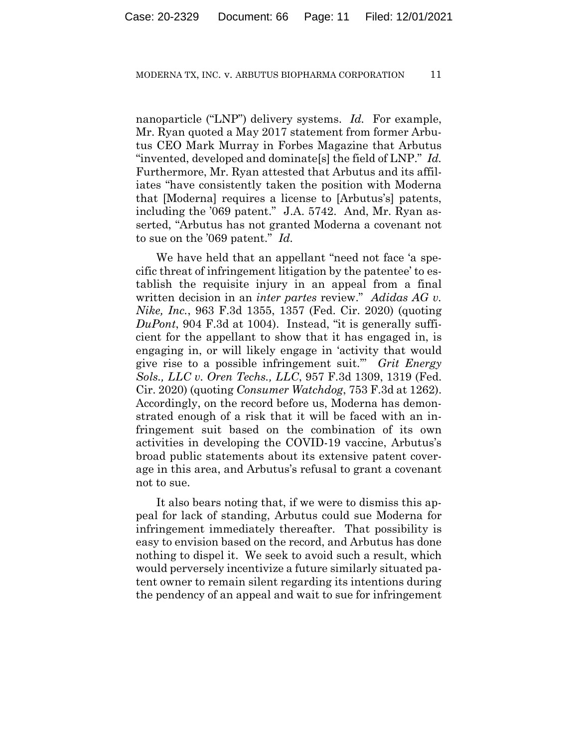nanoparticle ("LNP") delivery systems. *Id.* For example, Mr. Ryan quoted a May 2017 statement from former Arbutus CEO Mark Murray in Forbes Magazine that Arbutus "invented, developed and dominate[s] the field of LNP." *Id.* Furthermore, Mr. Ryan attested that Arbutus and its affiliates "have consistently taken the position with Moderna that [Moderna] requires a license to [Arbutus's] patents, including the '069 patent." J.A. 5742. And, Mr. Ryan asserted, "Arbutus has not granted Moderna a covenant not to sue on the '069 patent." *Id.*

We have held that an appellant "need not face 'a specific threat of infringement litigation by the patentee' to establish the requisite injury in an appeal from a final written decision in an *inter partes* review." *Adidas AG v. Nike, Inc.*, 963 F.3d 1355, 1357 (Fed. Cir. 2020) (quoting *DuPont*, 904 F.3d at 1004). Instead, "it is generally sufficient for the appellant to show that it has engaged in, is engaging in, or will likely engage in 'activity that would give rise to a possible infringement suit.'" *Grit Energy Sols., LLC v. Oren Techs., LLC*, 957 F.3d 1309, 1319 (Fed. Cir. 2020) (quoting *Consumer Watchdog*, 753 F.3d at 1262). Accordingly, on the record before us, Moderna has demonstrated enough of a risk that it will be faced with an infringement suit based on the combination of its own activities in developing the COVID-19 vaccine, Arbutus's broad public statements about its extensive patent coverage in this area, and Arbutus's refusal to grant a covenant not to sue.

It also bears noting that, if we were to dismiss this appeal for lack of standing, Arbutus could sue Moderna for infringement immediately thereafter. That possibility is easy to envision based on the record, and Arbutus has done nothing to dispel it. We seek to avoid such a result, which would perversely incentivize a future similarly situated patent owner to remain silent regarding its intentions during the pendency of an appeal and wait to sue for infringement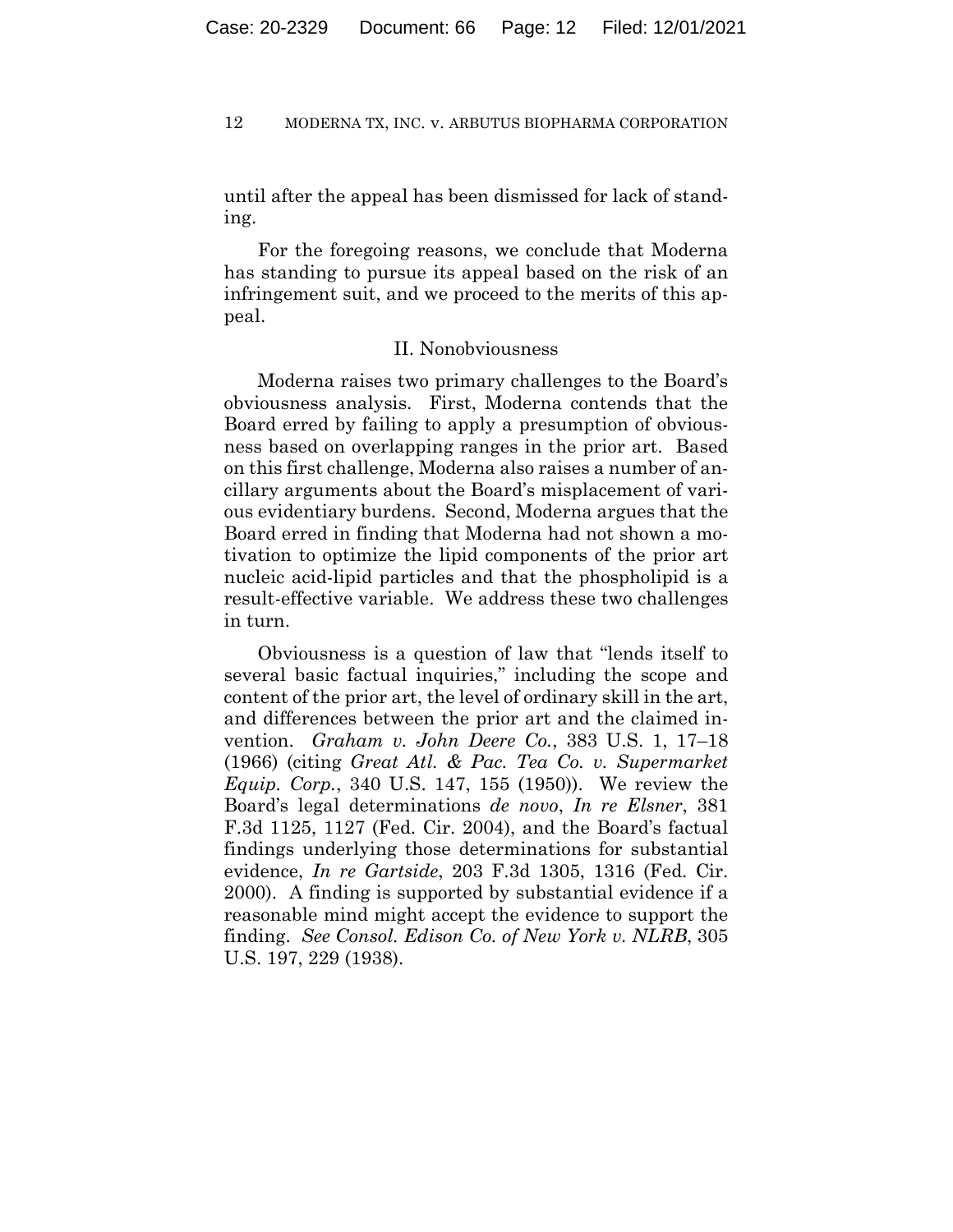until after the appeal has been dismissed for lack of standing.

For the foregoing reasons, we conclude that Moderna has standing to pursue its appeal based on the risk of an infringement suit, and we proceed to the merits of this appeal.

## II. Nonobviousness

Moderna raises two primary challenges to the Board's obviousness analysis. First, Moderna contends that the Board erred by failing to apply a presumption of obviousness based on overlapping ranges in the prior art. Based on this first challenge, Moderna also raises a number of ancillary arguments about the Board's misplacement of various evidentiary burdens. Second, Moderna argues that the Board erred in finding that Moderna had not shown a motivation to optimize the lipid components of the prior art nucleic acid-lipid particles and that the phospholipid is a result-effective variable. We address these two challenges in turn.

Obviousness is a question of law that "lends itself to several basic factual inquiries," including the scope and content of the prior art, the level of ordinary skill in the art, and differences between the prior art and the claimed invention. *Graham v. John Deere Co.*, 383 U.S. 1, 17–18 (1966) (citing *Great Atl. & Pac. Tea Co. v. Supermarket Equip. Corp.*, 340 U.S. 147, 155 (1950)). We review the Board's legal determinations *de novo*, *In re Elsner*, 381 F.3d 1125, 1127 (Fed. Cir. 2004), and the Board's factual findings underlying those determinations for substantial evidence, *In re Gartside*, 203 F.3d 1305, 1316 (Fed. Cir. 2000). A finding is supported by substantial evidence if a reasonable mind might accept the evidence to support the finding. *See Consol. Edison Co. of New York v. NLRB*, 305 U.S. 197, 229 (1938).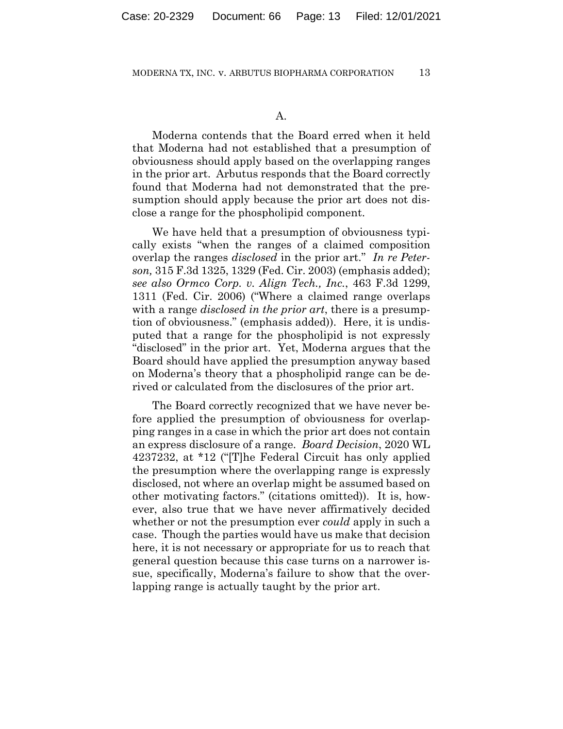## A.

Moderna contends that the Board erred when it held that Moderna had not established that a presumption of obviousness should apply based on the overlapping ranges in the prior art. Arbutus responds that the Board correctly found that Moderna had not demonstrated that the presumption should apply because the prior art does not disclose a range for the phospholipid component.

We have held that a presumption of obviousness typically exists "when the ranges of a claimed composition overlap the ranges *disclosed* in the prior art." *In re Peterson,* 315 F.3d 1325, 1329 (Fed. Cir. 2003) (emphasis added); *see also Ormco Corp. v. Align Tech., Inc.*, 463 F.3d 1299, 1311 (Fed. Cir. 2006) ("Where a claimed range overlaps with a range *disclosed in the prior art*, there is a presumption of obviousness." (emphasis added)). Here, it is undisputed that a range for the phospholipid is not expressly "disclosed" in the prior art. Yet, Moderna argues that the Board should have applied the presumption anyway based on Moderna's theory that a phospholipid range can be derived or calculated from the disclosures of the prior art.

The Board correctly recognized that we have never before applied the presumption of obviousness for overlapping ranges in a case in which the prior art does not contain an express disclosure of a range. *Board Decision*, 2020 WL 4237232, at *12 ("[T]he Federal Circuit has only applied the presumption where the overlapping range is expressly disclosed, not where an overlap might be assumed based on other motivating factors." (citations omitted)). It is, however, also true that we have never affirmatively decided whether or not the presumption ever *could* apply in such a case. Though the parties would have us make that decision here, it is not necessary or appropriate for us to reach that general question because this case turns on a narrower issue, specifically, Moderna's failure to show that the overlapping range is actually taught by the prior art.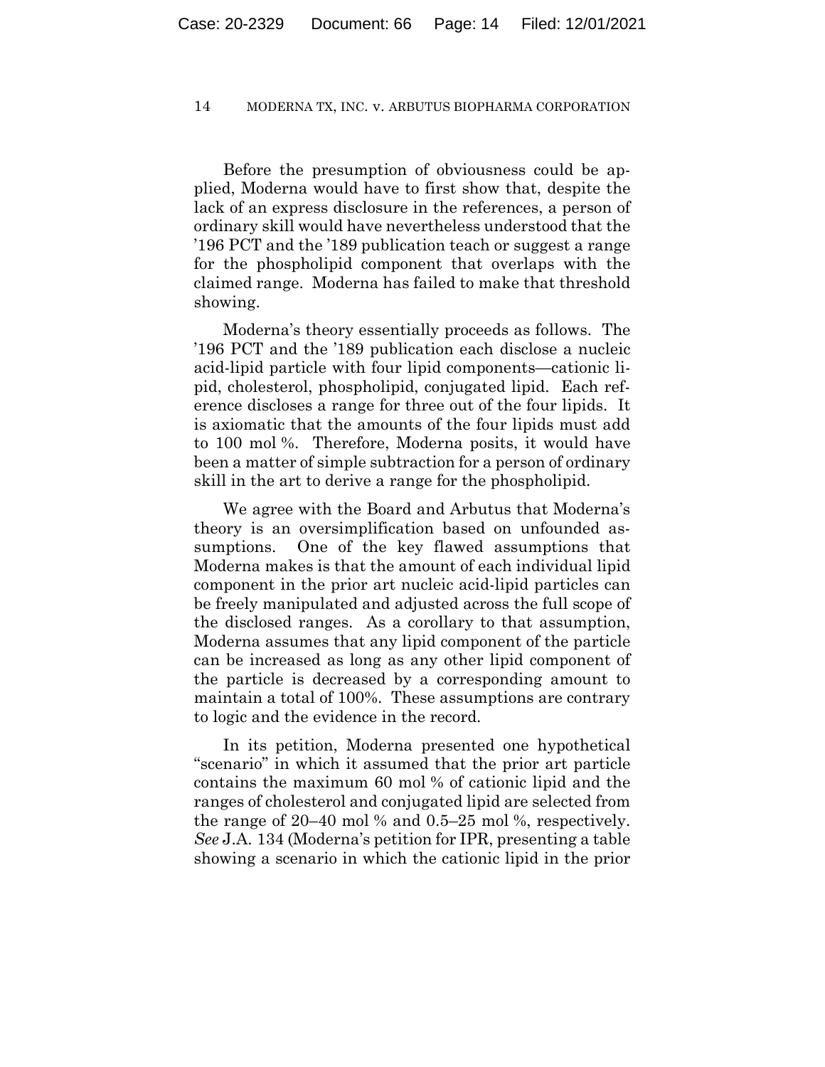Before the presumption of obviousness could be applied, Moderna would have to first show that, despite the lack of an express disclosure in the references, a person of ordinary skill would have nevertheless understood that the '196 PCT and the '189 publication teach or suggest a range for the phospholipid component that overlaps with the claimed range. Moderna has failed to make that threshold showing.

Moderna's theory essentially proceeds as follows. The '196 PCT and the '189 publication each disclose a nucleic acid-lipid particle with four lipid components—cationic lipid, cholesterol, phospholipid, conjugated lipid. Each reference discloses a range for three out of the four lipids. It is axiomatic that the amounts of the four lipids must add to 100 mol %. Therefore, Moderna posits, it would have been a matter of simple subtraction for a person of ordinary skill in the art to derive a range for the phospholipid.

We agree with the Board and Arbutus that Moderna's theory is an oversimplification based on unfounded assumptions. One of the key flawed assumptions that Moderna makes is that the amount of each individual lipid component in the prior art nucleic acid-lipid particles can be freely manipulated and adjusted across the full scope of the disclosed ranges. As a corollary to that assumption, Moderna assumes that any lipid component of the particle can be increased as long as any other lipid component of the particle is decreased by a corresponding amount to maintain a total of 100%. These assumptions are contrary to logic and the evidence in the record.

In its petition, Moderna presented one hypothetical "scenario" in which it assumed that the prior art particle contains the maximum 60 mol % of cationic lipid and the ranges of cholesterol and conjugated lipid are selected from the range of 20–40 mol % and 0.5–25 mol %, respectively. *See* J.A. 134 (Moderna's petition for IPR, presenting a table showing a scenario in which the cationic lipid in the prior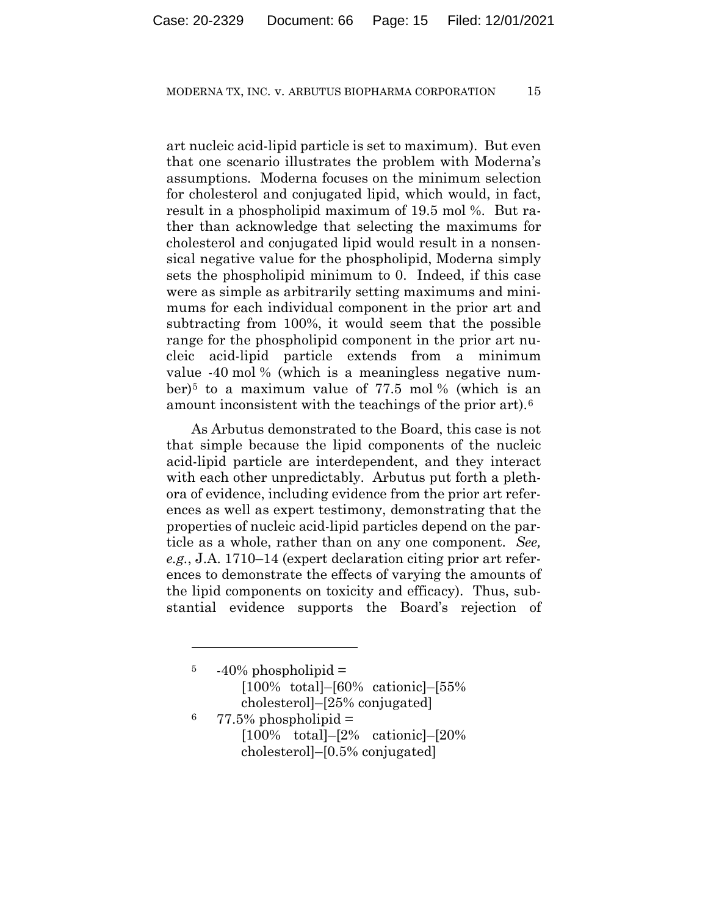art nucleic acid-lipid particle is set to maximum). But even that one scenario illustrates the problem with Moderna's assumptions. Moderna focuses on the minimum selection for cholesterol and conjugated lipid, which would, in fact, result in a phospholipid maximum of 19.5 mol %. But rather than acknowledge that selecting the maximums for cholesterol and conjugated lipid would result in a nonsensical negative value for the phospholipid, Moderna simply sets the phospholipid minimum to 0. Indeed, if this case were as simple as arbitrarily setting maximums and minimums for each individual component in the prior art and subtracting from 100%, it would seem that the possible range for the phospholipid component in the prior art nucleic acid-lipid particle extends from a minimum value -40 mol % (which is a meaningless negative number)[5] to a maximum value of 77.5 mol % (which is an amount inconsistent with the teachings of the prior art).[6]

As Arbutus demonstrated to the Board, this case is not that simple because the lipid components of the nucleic acid-lipid particle are interdependent, and they interact with each other unpredictably. Arbutus put forth a plethora of evidence, including evidence from the prior art references as well as expert testimony, demonstrating that the properties of nucleic acid-lipid particles depend on the particle as a whole, rather than on any one component. *See, e.g.*, J.A. 1710–14 (expert declaration citing prior art references to demonstrate the effects of varying the amounts of the lipid components on toxicity and efficacy). Thus, substantial evidence supports the Board's rejection of

---

[5] -40% phospholipid = [100% total]–[60% cationic]–[55% cholesterol]–[25% conjugated]

[6] 77.5% phospholipid = [100% total]–[2% cationic]–[20% cholesterol]–[0.5% conjugated]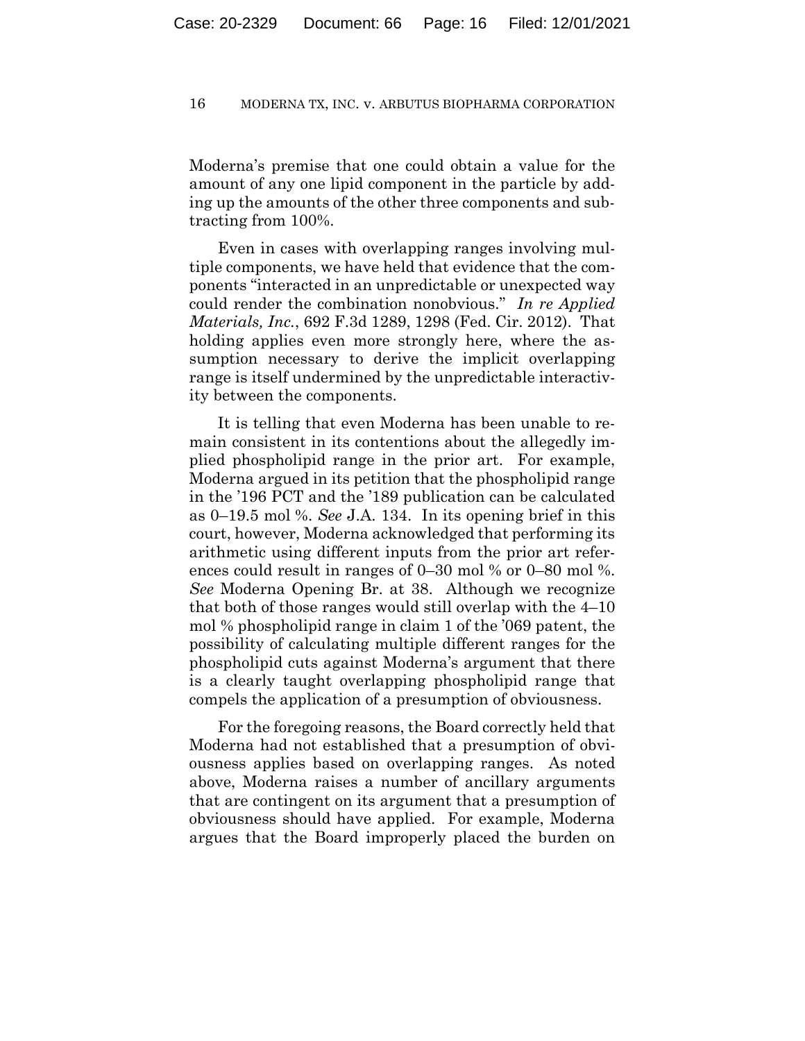Moderna's premise that one could obtain a value for the amount of any one lipid component in the particle by adding up the amounts of the other three components and subtracting from 100%.

Even in cases with overlapping ranges involving multiple components, we have held that evidence that the components "interacted in an unpredictable or unexpected way could render the combination nonobvious." *In re Applied Materials, Inc.*, 692 F.3d 1289, 1298 (Fed. Cir. 2012). That holding applies even more strongly here, where the assumption necessary to derive the implicit overlapping range is itself undermined by the unpredictable interactivity between the components.

It is telling that even Moderna has been unable to remain consistent in its contentions about the allegedly implied phospholipid range in the prior art. For example, Moderna argued in its petition that the phospholipid range in the '196 PCT and the '189 publication can be calculated as 0–19.5 mol %. *See* J.A. 134. In its opening brief in this court, however, Moderna acknowledged that performing its arithmetic using different inputs from the prior art references could result in ranges of 0–30 mol % or 0–80 mol %. *See* Moderna Opening Br. at 38. Although we recognize that both of those ranges would still overlap with the 4–10 mol % phospholipid range in claim 1 of the '069 patent, the possibility of calculating multiple different ranges for the phospholipid cuts against Moderna's argument that there is a clearly taught overlapping phospholipid range that compels the application of a presumption of obviousness.

For the foregoing reasons, the Board correctly held that Moderna had not established that a presumption of obviousness applies based on overlapping ranges. As noted above, Moderna raises a number of ancillary arguments that are contingent on its argument that a presumption of obviousness should have applied. For example, Moderna argues that the Board improperly placed the burden on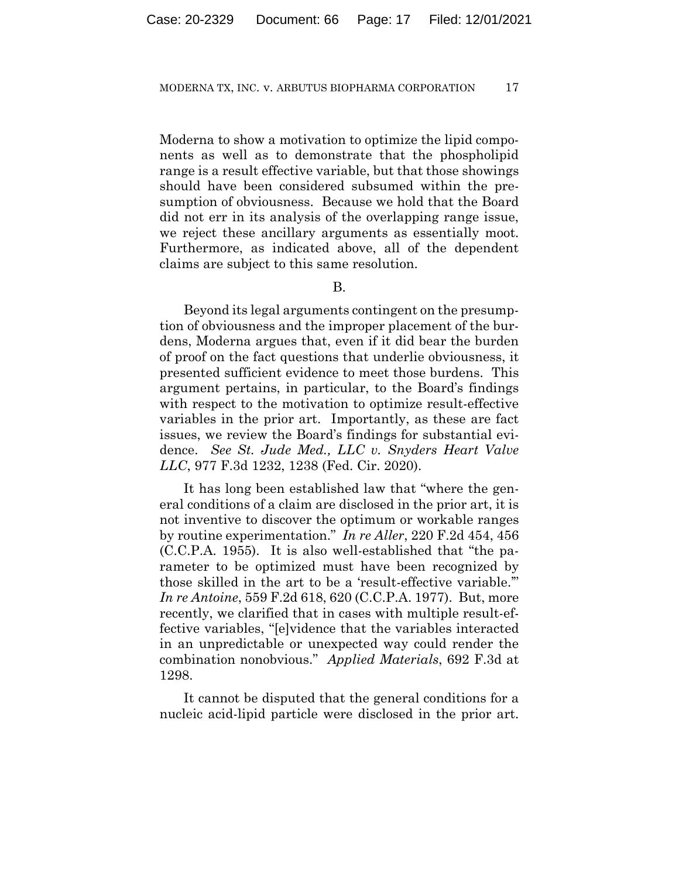Moderna to show a motivation to optimize the lipid components as well as to demonstrate that the phospholipid range is a result effective variable, but that those showings should have been considered subsumed within the presumption of obviousness. Because we hold that the Board did not err in its analysis of the overlapping range issue, we reject these ancillary arguments as essentially moot. Furthermore, as indicated above, all of the dependent claims are subject to this same resolution.

B.

Beyond its legal arguments contingent on the presumption of obviousness and the improper placement of the burdens, Moderna argues that, even if it did bear the burden of proof on the fact questions that underlie obviousness, it presented sufficient evidence to meet those burdens. This argument pertains, in particular, to the Board's findings with respect to the motivation to optimize result-effective variables in the prior art. Importantly, as these are fact issues, we review the Board's findings for substantial evidence. *See St. Jude Med., LLC v. Snyders Heart Valve LLC*, 977 F.3d 1232, 1238 (Fed. Cir. 2020).

It has long been established law that "where the general conditions of a claim are disclosed in the prior art, it is not inventive to discover the optimum or workable ranges by routine experimentation." *In re Aller*, 220 F.2d 454, 456 (C.C.P.A. 1955). It is also well-established that "the parameter to be optimized must have been recognized by those skilled in the art to be a 'result-effective variable.'" *In re Antoine*, 559 F.2d 618, 620 (C.C.P.A. 1977). But, more recently, we clarified that in cases with multiple result-effective variables, "[e]vidence that the variables interacted in an unpredictable or unexpected way could render the combination nonobvious." *Applied Materials*, 692 F.3d at 1298.

It cannot be disputed that the general conditions for a nucleic acid-lipid particle were disclosed in the prior art.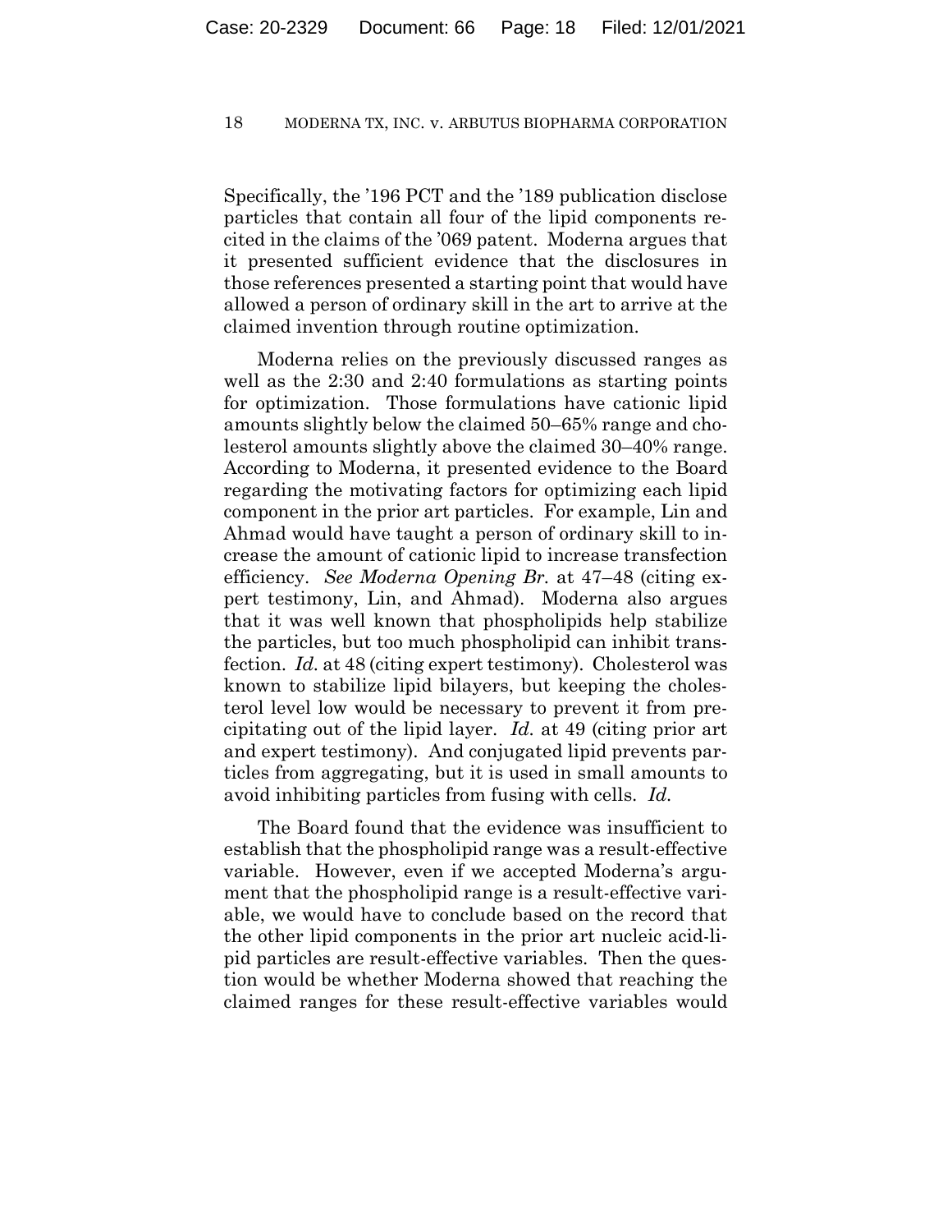Specifically, the '196 PCT and the '189 publication disclose particles that contain all four of the lipid components recited in the claims of the '069 patent. Moderna argues that it presented sufficient evidence that the disclosures in those references presented a starting point that would have allowed a person of ordinary skill in the art to arrive at the claimed invention through routine optimization.

Moderna relies on the previously discussed ranges as well as the 2:30 and 2:40 formulations as starting points for optimization. Those formulations have cationic lipid amounts slightly below the claimed 50–65% range and cholesterol amounts slightly above the claimed 30–40% range. According to Moderna, it presented evidence to the Board regarding the motivating factors for optimizing each lipid component in the prior art particles. For example, Lin and Ahmad would have taught a person of ordinary skill to increase the amount of cationic lipid to increase transfection efficiency. *See Moderna Opening Br.* at 47–48 (citing expert testimony, Lin, and Ahmad). Moderna also argues that it was well known that phospholipids help stabilize the particles, but too much phospholipid can inhibit transfection. *Id.* at 48 (citing expert testimony). Cholesterol was known to stabilize lipid bilayers, but keeping the cholesterol level low would be necessary to prevent it from precipitating out of the lipid layer. *Id.* at 49 (citing prior art and expert testimony). And conjugated lipid prevents particles from aggregating, but it is used in small amounts to avoid inhibiting particles from fusing with cells. *Id.*

The Board found that the evidence was insufficient to establish that the phospholipid range was a result-effective variable. However, even if we accepted Moderna's argument that the phospholipid range is a result-effective variable, we would have to conclude based on the record that the other lipid components in the prior art nucleic acid-lipid particles are result-effective variables. Then the question would be whether Moderna showed that reaching the claimed ranges for these result-effective variables would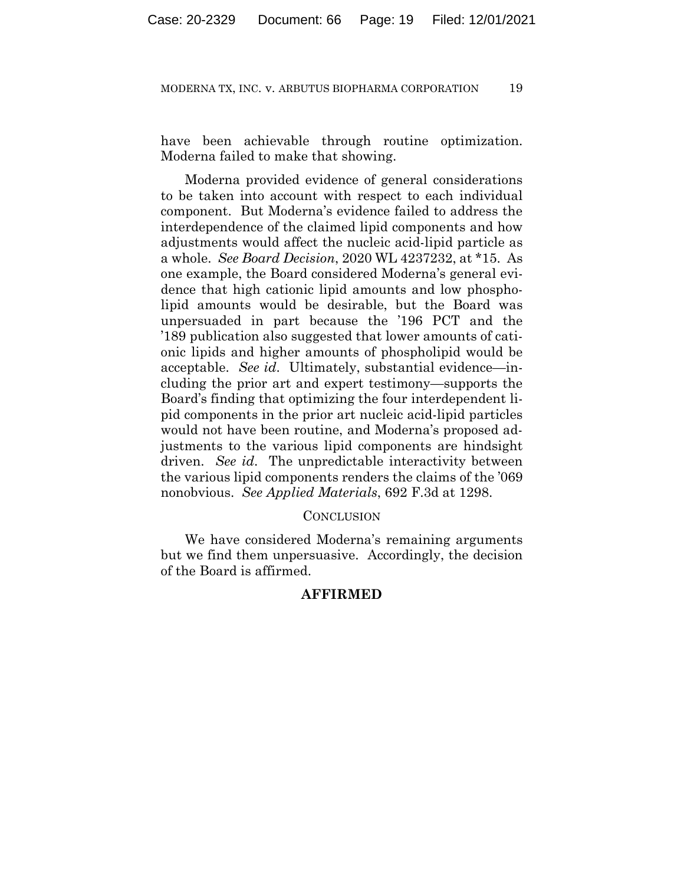have been achievable through routine optimization. Moderna failed to make that showing.

Moderna provided evidence of general considerations to be taken into account with respect to each individual component. But Moderna's evidence failed to address the interdependence of the claimed lipid components and how adjustments would affect the nucleic acid-lipid particle as a whole. *See Board Decision*, 2020 WL 4237232, at *15. As one example, the Board considered Moderna's general evidence that high cationic lipid amounts and low phospholipid amounts would be desirable, but the Board was unpersuaded in part because the '196 PCT and the '189 publication also suggested that lower amounts of cationic lipids and higher amounts of phospholipid would be acceptable. *See id.* Ultimately, substantial evidence—including the prior art and expert testimony—supports the Board's finding that optimizing the four interdependent lipid components in the prior art nucleic acid-lipid particles would not have been routine, and Moderna's proposed adjustments to the various lipid components are hindsight driven. *See id.* The unpredictable interactivity between the various lipid components renders the claims of the '069 nonobvious. *See Applied Materials*, 692 F.3d at 1298.

## CONCLUSION

We have considered Moderna's remaining arguments but we find them unpersuasive. Accordingly, the decision of the Board is affirmed.

**AFFIRMED**